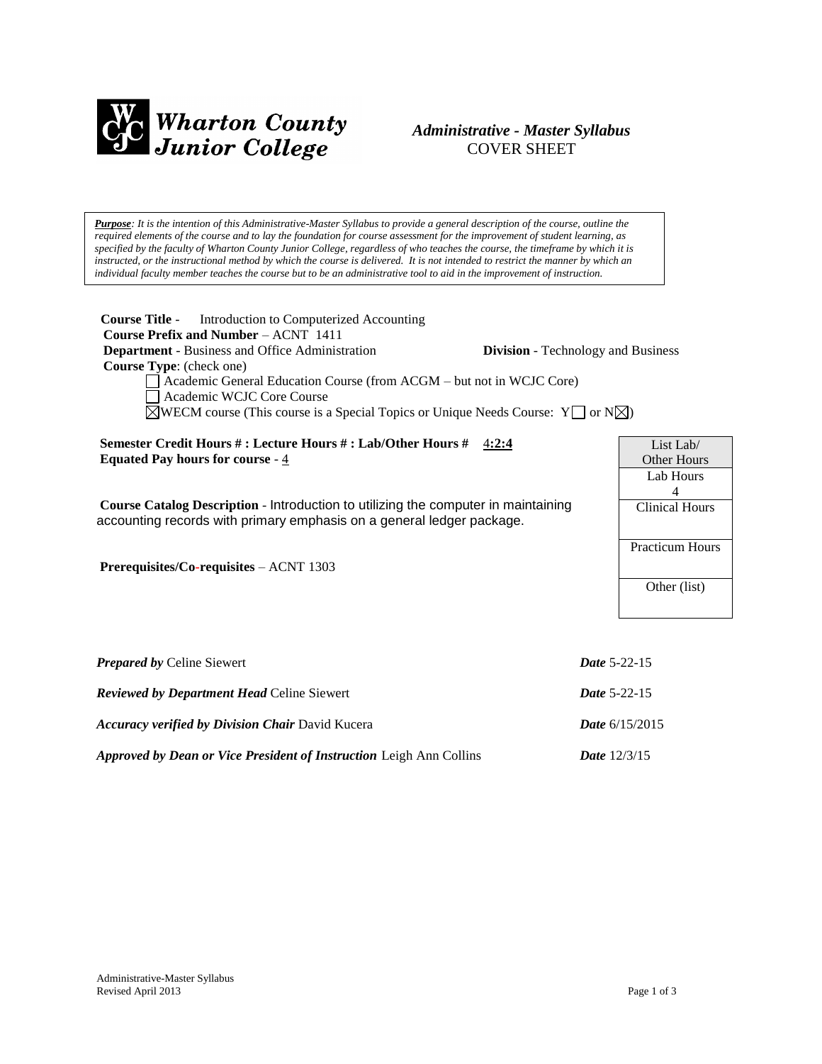Wharton County Junior College

*Administrative - Master Syllabus*
COVER SHEET

***Purpose***: *It is the intention of this Administrative-Master Syllabus to provide a general description of the course, outline the required elements of the course and to lay the foundation for course assessment for the improvement of student learning, as specified by the faculty of Wharton County Junior College, regardless of who teaches the course, the timeframe by which it is instructed, or the instructional method by which the course is delivered. It is not intended to restrict the manner by which an individual faculty member teaches the course but to be an administrative tool to aid in the improvement of instruction.*

**Course Title** - Introduction to Computerized Accounting
**Course Prefix and Number** – ACNT 1411
**Department** - Business and Office Administration **Division** - Technology and Business
**Course Type**: (check one)

- ☐ Academic General Education Course (from ACGM – but not in WCJC Core)
- ☐ Academic WCJC Core Course
- ☒ WECM course (This course is a Special Topics or Unique Needs Course: Y☐ or N☒)

**Semester Credit Hours # : Lecture Hours # : Lab/Other Hours #** **4:2:4**
**Equated Pay hours for course** - 4

| List Lab/ Other Hours |
| --- |
| Lab Hours 4 |
| Clinical Hours |
| Practicum Hours |
| Other (list) |

**Course Catalog Description** - Introduction to utilizing the computer in maintaining accounting records with primary emphasis on a general ledger package.

**Prerequisites/Co-requisites** – ACNT 1303

***Prepared by*** Celine Siewert ***Date*** 5-22-15

***Reviewed by Department Head*** Celine Siewert ***Date*** 5-22-15

***Accuracy verified by Division Chair*** David Kucera ***Date*** 6/15/2015

***Approved by Dean or Vice President of Instruction*** Leigh Ann Collins ***Date*** 12/3/15

Administrative-Master Syllabus
Revised April 2013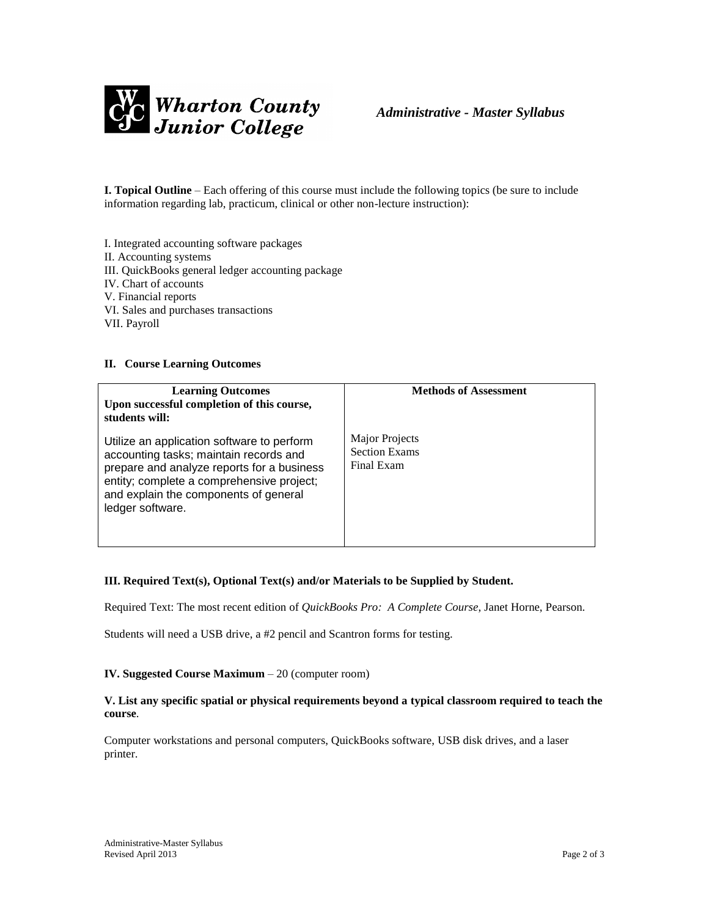**I. Topical Outline** – Each offering of this course must include the following topics (be sure to include information regarding lab, practicum, clinical or other non-lecture instruction):

I. Integrated accounting software packages
II. Accounting systems
III. QuickBooks general ledger accounting package
IV. Chart of accounts
V. Financial reports
VI. Sales and purchases transactions
VII. Payroll

**II. Course Learning Outcomes**

| **Learning Outcomes** **Upon successful completion of this course, students will:** | **Methods of Assessment** |
|---|---|
| Utilize an application software to perform accounting tasks; maintain records and prepare and analyze reports for a business entity; complete a comprehensive project; and explain the components of general ledger software. | Major Projects<br>Section Exams<br>Final Exam |

**III. Required Text(s), Optional Text(s) and/or Materials to be Supplied by Student.**

Required Text: The most recent edition of *QuickBooks Pro: A Complete Course*, Janet Horne, Pearson.

Students will need a USB drive, a #2 pencil and Scantron forms for testing.

**IV. Suggested Course Maximum** – 20 (computer room)

**V. List any specific spatial or physical requirements beyond a typical classroom required to teach the course**.

Computer workstations and personal computers, QuickBooks software, USB disk drives, and a laser printer.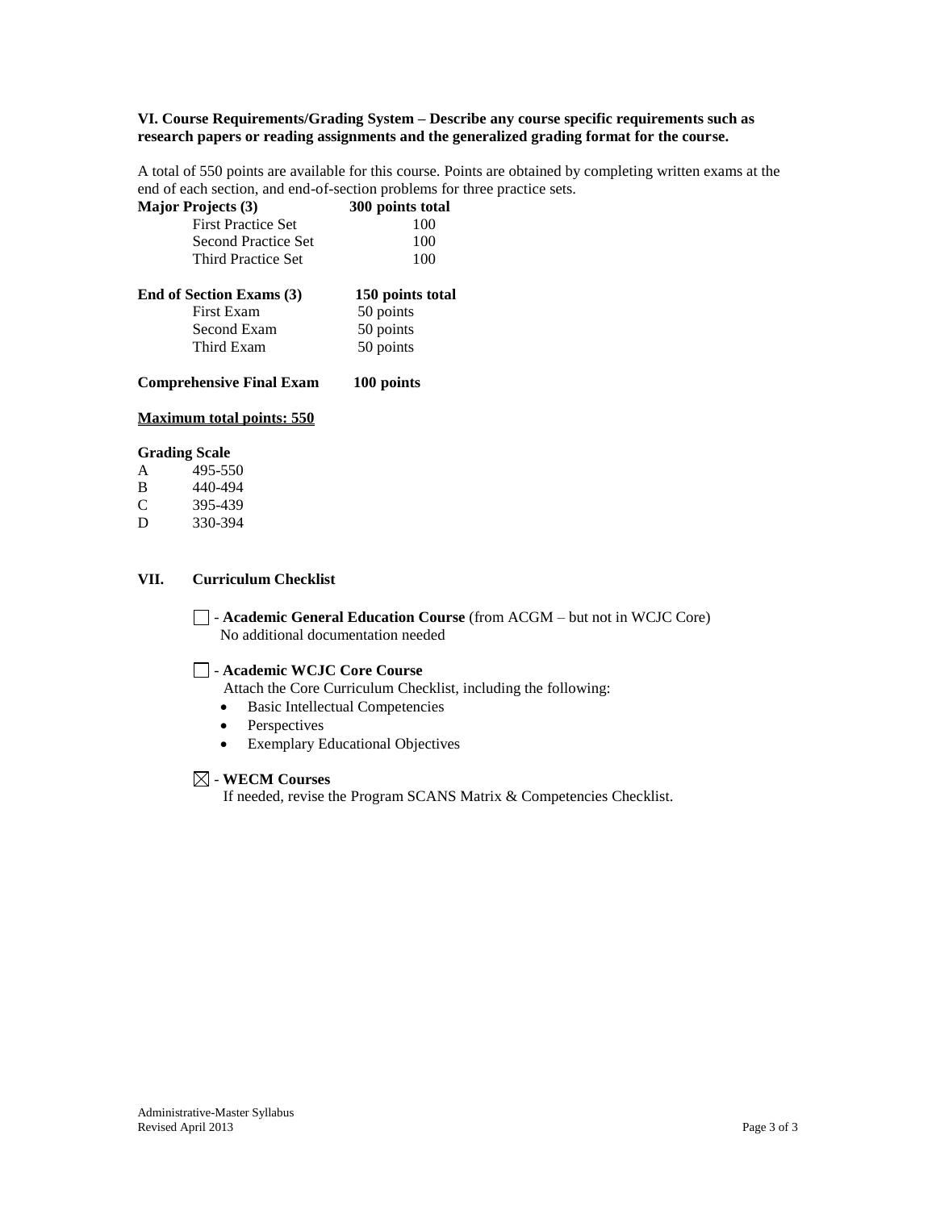**VI. Course Requirements/Grading System – Describe any course specific requirements such as research papers or reading assignments and the generalized grading format for the course.**

A total of 550 points are available for this course. Points are obtained by completing written exams at the end of each section, and end-of-section problems for three practice sets.

| | |
|---|---|
| **Major Projects (3)** | **300 points total** |
| First Practice Set | 100 |
| Second Practice Set | 100 |
| Third Practice Set | 100 |

| | |
|---|---|
| **End of Section Exams (3)** | **150 points total** |
| First Exam | 50 points |
| Second Exam | 50 points |
| Third Exam | 50 points |

**Comprehensive Final Exam** **100 points**

**Maximum total points: 550**

**Grading Scale**

| | |
|---|---|
| A | 495-550 |
| B | 440-494 |
| C | 395-439 |
| D | 330-394 |

## VII. Curriculum Checklist

☐ - **Academic General Education Course** (from ACGM – but not in WCJC Core)
No additional documentation needed

☐ - **Academic WCJC Core Course**
Attach the Core Curriculum Checklist, including the following:

- Basic Intellectual Competencies
- Perspectives
- Exemplary Educational Objectives

☒ - **WECM Courses**
If needed, revise the Program SCANS Matrix & Competencies Checklist.